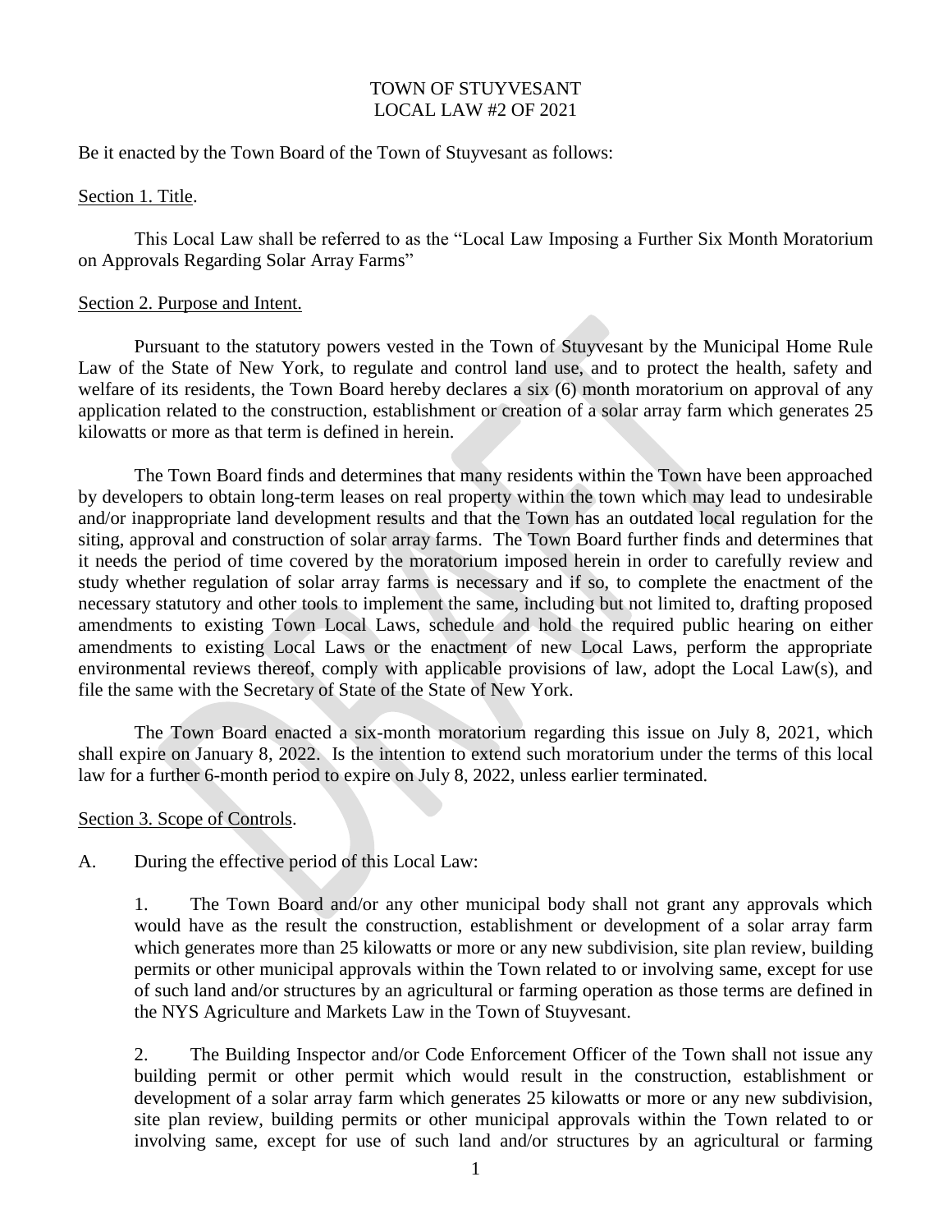# TOWN OF STUYVESANT
## LOCAL LAW #2 OF 2021

Be it enacted by the Town Board of the Town of Stuyvesant as follows:

Section 1. Title.

This Local Law shall be referred to as the "Local Law Imposing a Further Six Month Moratorium on Approvals Regarding Solar Array Farms"

Section 2. Purpose and Intent.

Pursuant to the statutory powers vested in the Town of Stuyvesant by the Municipal Home Rule Law of the State of New York, to regulate and control land use, and to protect the health, safety and welfare of its residents, the Town Board hereby declares a six (6) month moratorium on approval of any application related to the construction, establishment or creation of a solar array farm which generates 25 kilowatts or more as that term is defined in herein.

The Town Board finds and determines that many residents within the Town have been approached by developers to obtain long-term leases on real property within the town which may lead to undesirable and/or inappropriate land development results and that the Town has an outdated local regulation for the siting, approval and construction of solar array farms. The Town Board further finds and determines that it needs the period of time covered by the moratorium imposed herein in order to carefully review and study whether regulation of solar array farms is necessary and if so, to complete the enactment of the necessary statutory and other tools to implement the same, including but not limited to, drafting proposed amendments to existing Town Local Laws, schedule and hold the required public hearing on either amendments to existing Local Laws or the enactment of new Local Laws, perform the appropriate environmental reviews thereof, comply with applicable provisions of law, adopt the Local Law(s), and file the same with the Secretary of State of the State of New York.

The Town Board enacted a six-month moratorium regarding this issue on July 8, 2021, which shall expire on January 8, 2022. Is the intention to extend such moratorium under the terms of this local law for a further 6-month period to expire on July 8, 2022, unless earlier terminated.

Section 3. Scope of Controls.

A. During the effective period of this Local Law:

1. The Town Board and/or any other municipal body shall not grant any approvals which would have as the result the construction, establishment or development of a solar array farm which generates more than 25 kilowatts or more or any new subdivision, site plan review, building permits or other municipal approvals within the Town related to or involving same, except for use of such land and/or structures by an agricultural or farming operation as those terms are defined in the NYS Agriculture and Markets Law in the Town of Stuyvesant.

2. The Building Inspector and/or Code Enforcement Officer of the Town shall not issue any building permit or other permit which would result in the construction, establishment or development of a solar array farm which generates 25 kilowatts or more or any new subdivision, site plan review, building permits or other municipal approvals within the Town related to or involving same, except for use of such land and/or structures by an agricultural or farming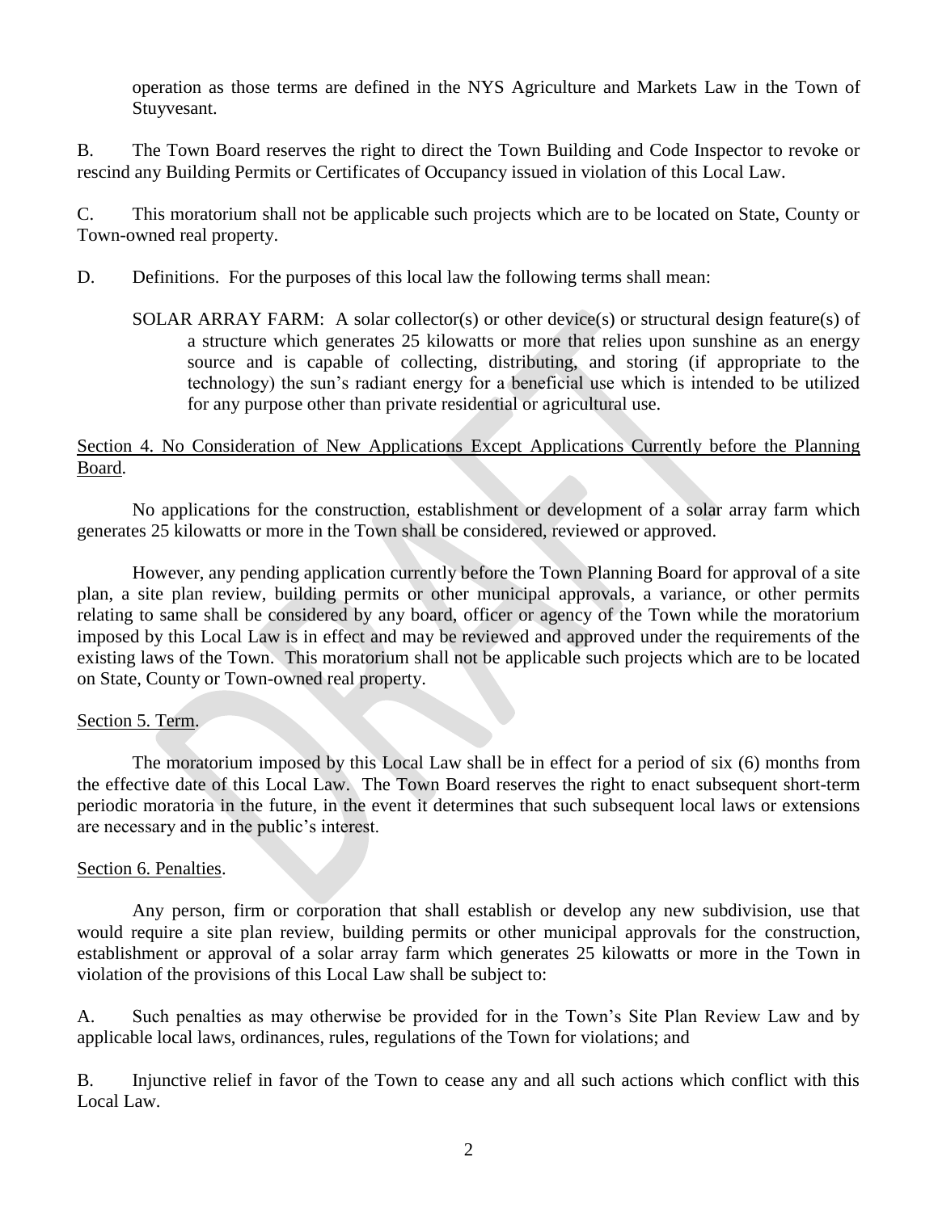operation as those terms are defined in the NYS Agriculture and Markets Law in the Town of Stuyvesant.

B. The Town Board reserves the right to direct the Town Building and Code Inspector to revoke or rescind any Building Permits or Certificates of Occupancy issued in violation of this Local Law.

C. This moratorium shall not be applicable such projects which are to be located on State, County or Town-owned real property.

D. Definitions. For the purposes of this local law the following terms shall mean:

SOLAR ARRAY FARM: A solar collector(s) or other device(s) or structural design feature(s) of a structure which generates 25 kilowatts or more that relies upon sunshine as an energy source and is capable of collecting, distributing, and storing (if appropriate to the technology) the sun's radiant energy for a beneficial use which is intended to be utilized for any purpose other than private residential or agricultural use.

Section 4. No Consideration of New Applications Except Applications Currently before the Planning Board.

No applications for the construction, establishment or development of a solar array farm which generates 25 kilowatts or more in the Town shall be considered, reviewed or approved.

However, any pending application currently before the Town Planning Board for approval of a site plan, a site plan review, building permits or other municipal approvals, a variance, or other permits relating to same shall be considered by any board, officer or agency of the Town while the moratorium imposed by this Local Law is in effect and may be reviewed and approved under the requirements of the existing laws of the Town. This moratorium shall not be applicable such projects which are to be located on State, County or Town-owned real property.

Section 5. Term.

The moratorium imposed by this Local Law shall be in effect for a period of six (6) months from the effective date of this Local Law. The Town Board reserves the right to enact subsequent short-term periodic moratoria in the future, in the event it determines that such subsequent local laws or extensions are necessary and in the public's interest.

Section 6. Penalties.

Any person, firm or corporation that shall establish or develop any new subdivision, use that would require a site plan review, building permits or other municipal approvals for the construction, establishment or approval of a solar array farm which generates 25 kilowatts or more in the Town in violation of the provisions of this Local Law shall be subject to:

A. Such penalties as may otherwise be provided for in the Town's Site Plan Review Law and by applicable local laws, ordinances, rules, regulations of the Town for violations; and

B. Injunctive relief in favor of the Town to cease any and all such actions which conflict with this Local Law.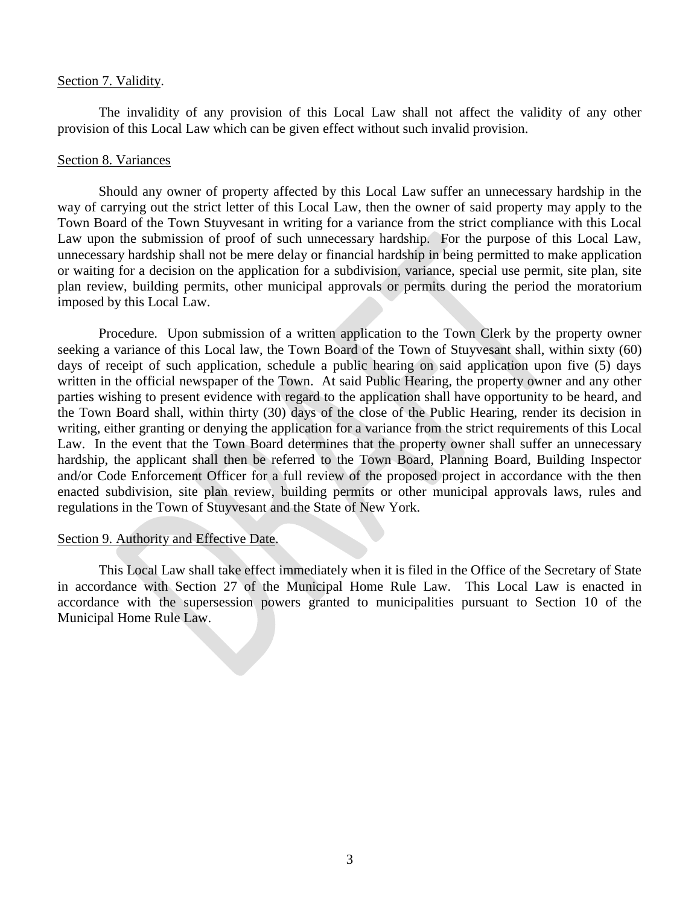Section 7. Validity.

The invalidity of any provision of this Local Law shall not affect the validity of any other provision of this Local Law which can be given effect without such invalid provision.

Section 8. Variances

Should any owner of property affected by this Local Law suffer an unnecessary hardship in the way of carrying out the strict letter of this Local Law, then the owner of said property may apply to the Town Board of the Town Stuyvesant in writing for a variance from the strict compliance with this Local Law upon the submission of proof of such unnecessary hardship. For the purpose of this Local Law, unnecessary hardship shall not be mere delay or financial hardship in being permitted to make application or waiting for a decision on the application for a subdivision, variance, special use permit, site plan, site plan review, building permits, other municipal approvals or permits during the period the moratorium imposed by this Local Law.

Procedure. Upon submission of a written application to the Town Clerk by the property owner seeking a variance of this Local law, the Town Board of the Town of Stuyvesant shall, within sixty (60) days of receipt of such application, schedule a public hearing on said application upon five (5) days written in the official newspaper of the Town. At said Public Hearing, the property owner and any other parties wishing to present evidence with regard to the application shall have opportunity to be heard, and the Town Board shall, within thirty (30) days of the close of the Public Hearing, render its decision in writing, either granting or denying the application for a variance from the strict requirements of this Local Law. In the event that the Town Board determines that the property owner shall suffer an unnecessary hardship, the applicant shall then be referred to the Town Board, Planning Board, Building Inspector and/or Code Enforcement Officer for a full review of the proposed project in accordance with the then enacted subdivision, site plan review, building permits or other municipal approvals laws, rules and regulations in the Town of Stuyvesant and the State of New York.

Section 9. Authority and Effective Date.

This Local Law shall take effect immediately when it is filed in the Office of the Secretary of State in accordance with Section 27 of the Municipal Home Rule Law. This Local Law is enacted in accordance with the supersession powers granted to municipalities pursuant to Section 10 of the Municipal Home Rule Law.